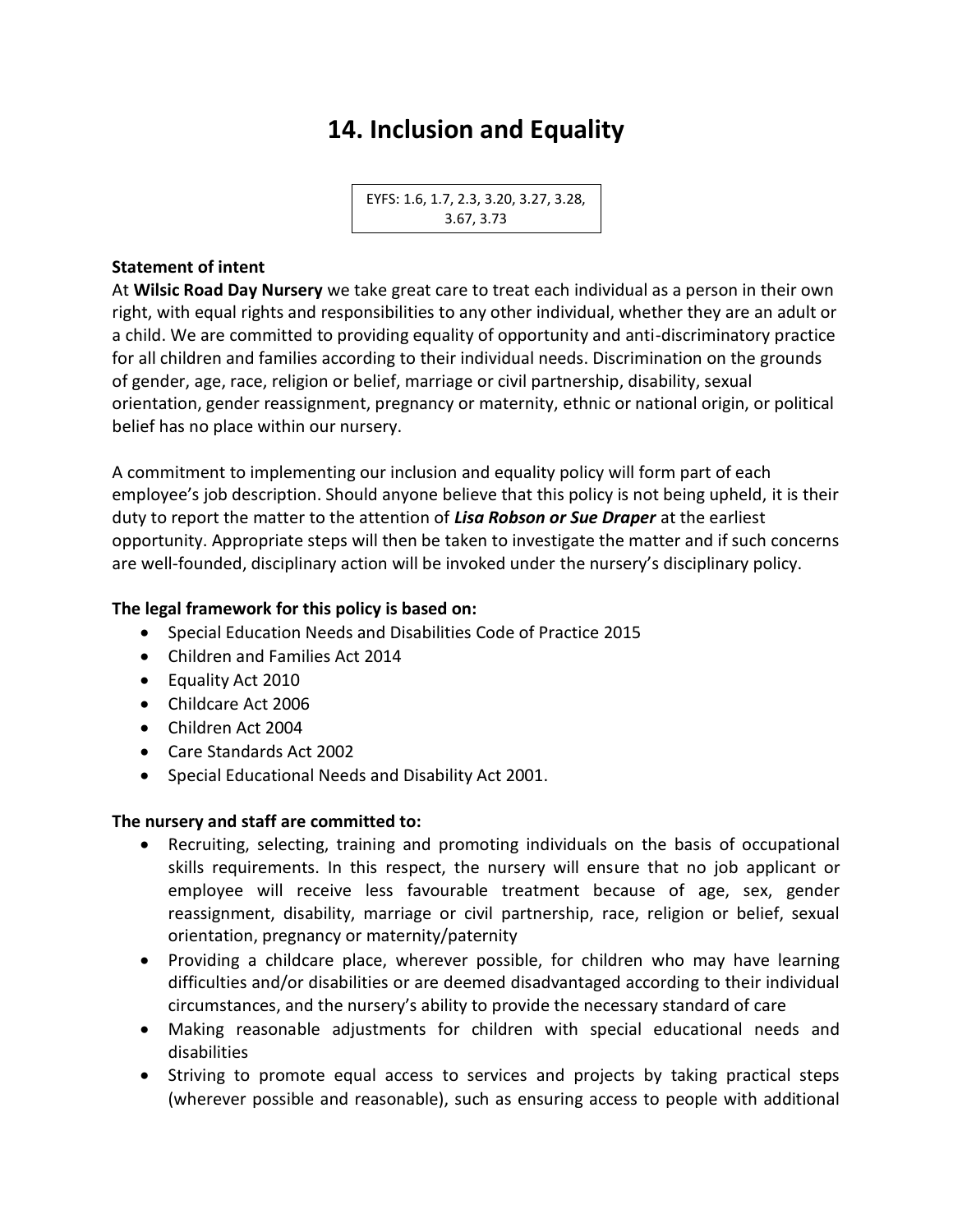# 14. Inclusion and Equality

EYFS: 1.6, 1.7, 2.3, 3.20, 3.27, 3.28, 3.67, 3.73

**Statement of intent**

At **Wilsic Road Day Nursery** we take great care to treat each individual as a person in their own right, with equal rights and responsibilities to any other individual, whether they are an adult or a child. We are committed to providing equality of opportunity and anti-discriminatory practice for all children and families according to their individual needs. Discrimination on the grounds of gender, age, race, religion or belief, marriage or civil partnership, disability, sexual orientation, gender reassignment, pregnancy or maternity, ethnic or national origin, or political belief has no place within our nursery.

A commitment to implementing our inclusion and equality policy will form part of each employee's job description. Should anyone believe that this policy is not being upheld, it is their duty to report the matter to the attention of ***Lisa Robson or Sue Draper*** at the earliest opportunity. Appropriate steps will then be taken to investigate the matter and if such concerns are well-founded, disciplinary action will be invoked under the nursery's disciplinary policy.

**The legal framework for this policy is based on:**

- Special Education Needs and Disabilities Code of Practice 2015
- Children and Families Act 2014
- Equality Act 2010
- Childcare Act 2006
- Children Act 2004
- Care Standards Act 2002
- Special Educational Needs and Disability Act 2001.

**The nursery and staff are committed to:**

- Recruiting, selecting, training and promoting individuals on the basis of occupational skills requirements. In this respect, the nursery will ensure that no job applicant or employee will receive less favourable treatment because of age, sex, gender reassignment, disability, marriage or civil partnership, race, religion or belief, sexual orientation, pregnancy or maternity/paternity
- Providing a childcare place, wherever possible, for children who may have learning difficulties and/or disabilities or are deemed disadvantaged according to their individual circumstances, and the nursery's ability to provide the necessary standard of care
- Making reasonable adjustments for children with special educational needs and disabilities
- Striving to promote equal access to services and projects by taking practical steps (wherever possible and reasonable), such as ensuring access to people with additional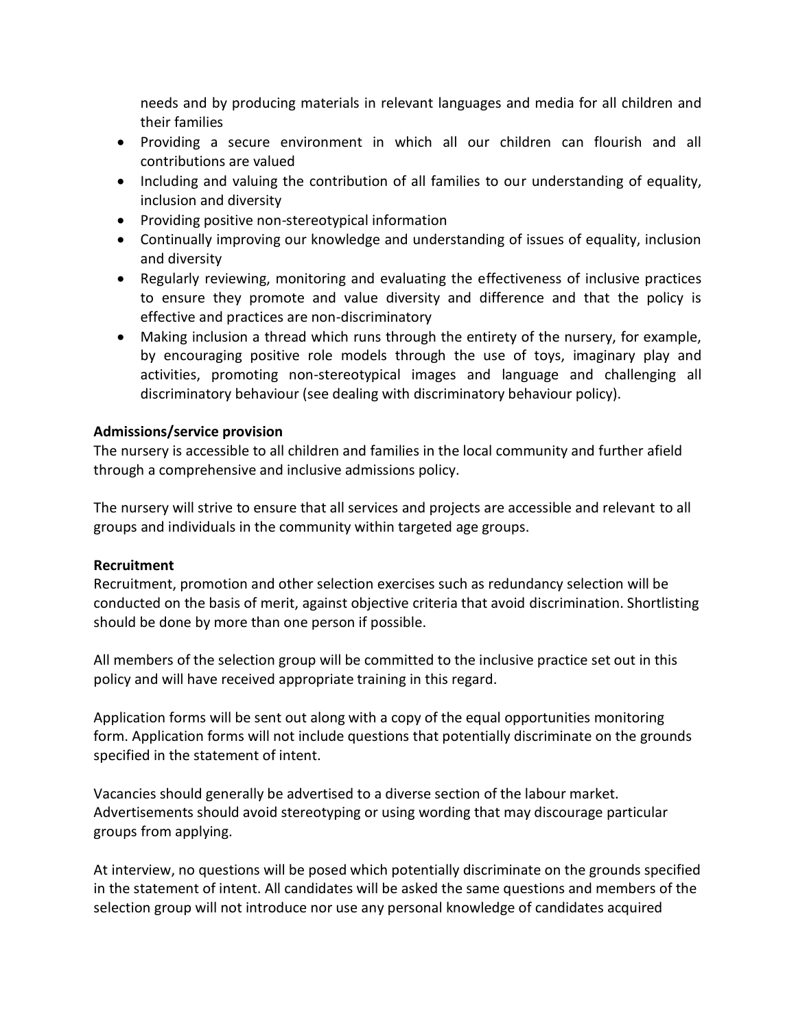needs and by producing materials in relevant languages and media for all children and their families

- Providing a secure environment in which all our children can flourish and all contributions are valued
- Including and valuing the contribution of all families to our understanding of equality, inclusion and diversity
- Providing positive non-stereotypical information
- Continually improving our knowledge and understanding of issues of equality, inclusion and diversity
- Regularly reviewing, monitoring and evaluating the effectiveness of inclusive practices to ensure they promote and value diversity and difference and that the policy is effective and practices are non-discriminatory
- Making inclusion a thread which runs through the entirety of the nursery, for example, by encouraging positive role models through the use of toys, imaginary play and activities, promoting non-stereotypical images and language and challenging all discriminatory behaviour (see dealing with discriminatory behaviour policy).

**Admissions/service provision**

The nursery is accessible to all children and families in the local community and further afield through a comprehensive and inclusive admissions policy.

The nursery will strive to ensure that all services and projects are accessible and relevant to all groups and individuals in the community within targeted age groups.

**Recruitment**

Recruitment, promotion and other selection exercises such as redundancy selection will be conducted on the basis of merit, against objective criteria that avoid discrimination. Shortlisting should be done by more than one person if possible.

All members of the selection group will be committed to the inclusive practice set out in this policy and will have received appropriate training in this regard.

Application forms will be sent out along with a copy of the equal opportunities monitoring form. Application forms will not include questions that potentially discriminate on the grounds specified in the statement of intent.

Vacancies should generally be advertised to a diverse section of the labour market. Advertisements should avoid stereotyping or using wording that may discourage particular groups from applying.

At interview, no questions will be posed which potentially discriminate on the grounds specified in the statement of intent. All candidates will be asked the same questions and members of the selection group will not introduce nor use any personal knowledge of candidates acquired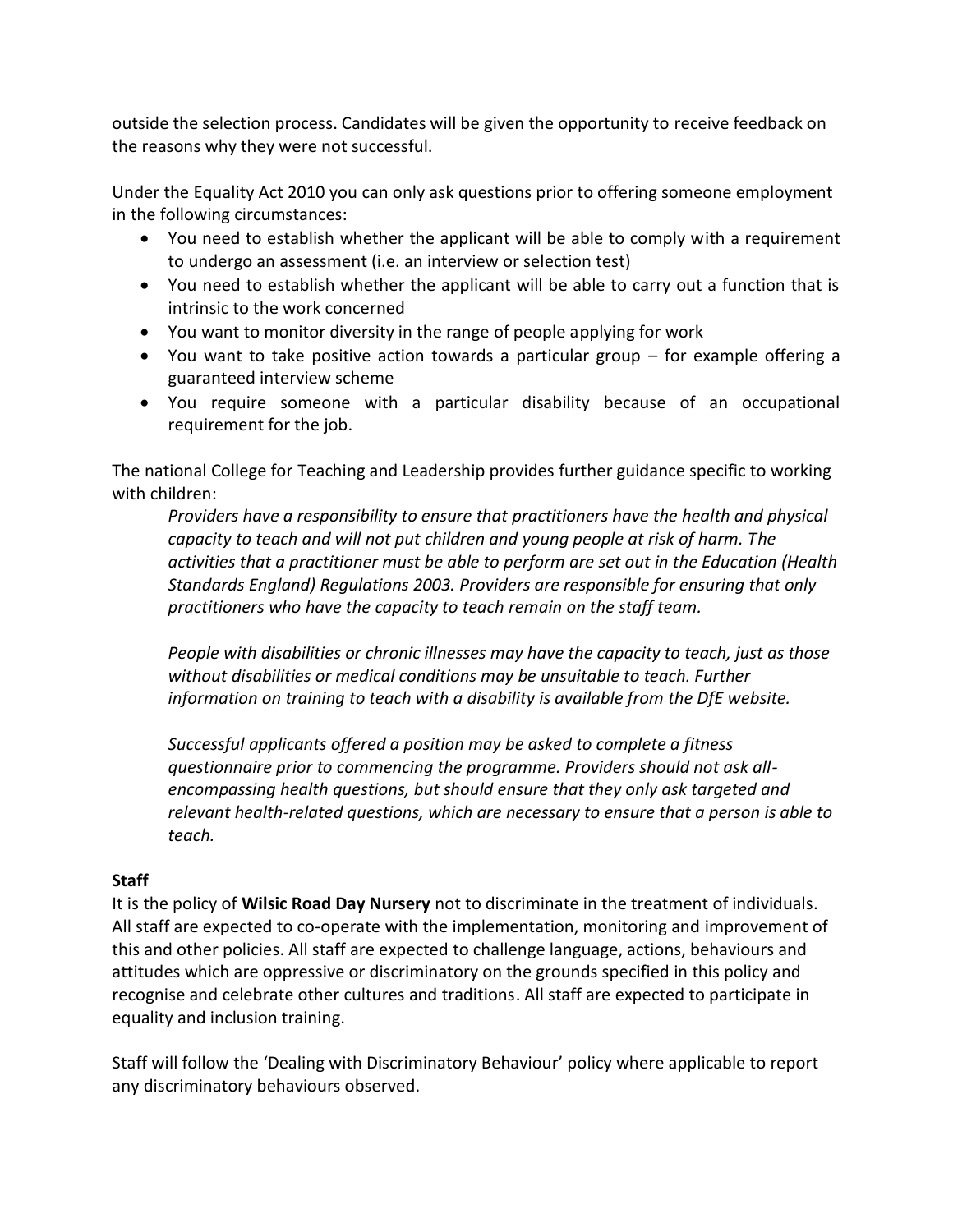outside the selection process. Candidates will be given the opportunity to receive feedback on the reasons why they were not successful.

Under the Equality Act 2010 you can only ask questions prior to offering someone employment in the following circumstances:

- You need to establish whether the applicant will be able to comply with a requirement to undergo an assessment (i.e. an interview or selection test)
- You need to establish whether the applicant will be able to carry out a function that is intrinsic to the work concerned
- You want to monitor diversity in the range of people applying for work
- You want to take positive action towards a particular group – for example offering a guaranteed interview scheme
- You require someone with a particular disability because of an occupational requirement for the job.

The national College for Teaching and Leadership provides further guidance specific to working with children:

> *Providers have a responsibility to ensure that practitioners have the health and physical capacity to teach and will not put children and young people at risk of harm. The activities that a practitioner must be able to perform are set out in the Education (Health Standards England) Regulations 2003. Providers are responsible for ensuring that only practitioners who have the capacity to teach remain on the staff team.*
>
> *People with disabilities or chronic illnesses may have the capacity to teach, just as those without disabilities or medical conditions may be unsuitable to teach. Further information on training to teach with a disability is available from the DfE website.*
>
> *Successful applicants offered a position may be asked to complete a fitness questionnaire prior to commencing the programme. Providers should not ask all-encompassing health questions, but should ensure that they only ask targeted and relevant health-related questions, which are necessary to ensure that a person is able to teach.*

**Staff**

It is the policy of **Wilsic Road Day Nursery** not to discriminate in the treatment of individuals. All staff are expected to co-operate with the implementation, monitoring and improvement of this and other policies. All staff are expected to challenge language, actions, behaviours and attitudes which are oppressive or discriminatory on the grounds specified in this policy and recognise and celebrate other cultures and traditions. All staff are expected to participate in equality and inclusion training.

Staff will follow the 'Dealing with Discriminatory Behaviour' policy where applicable to report any discriminatory behaviours observed.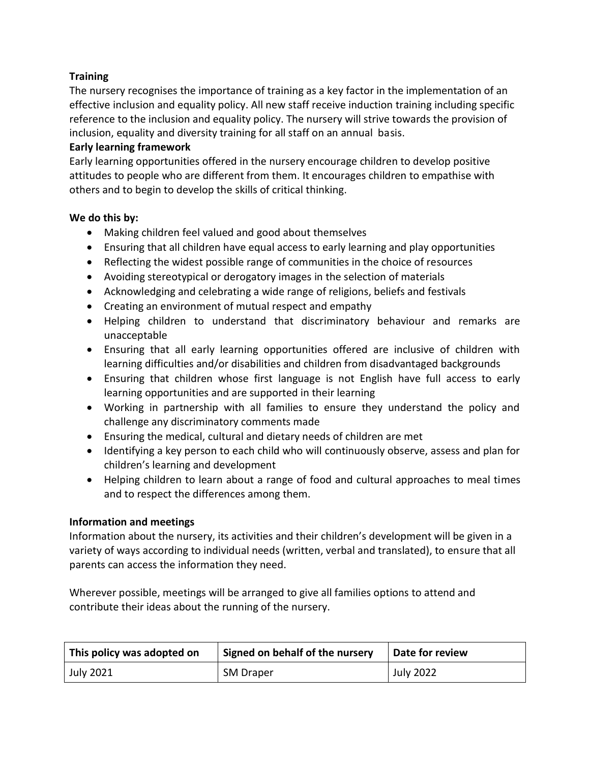**Training**

The nursery recognises the importance of training as a key factor in the implementation of an effective inclusion and equality policy. All new staff receive induction training including specific reference to the inclusion and equality policy. The nursery will strive towards the provision of inclusion, equality and diversity training for all staff on an annual basis.

**Early learning framework**

Early learning opportunities offered in the nursery encourage children to develop positive attitudes to people who are different from them. It encourages children to empathise with others and to begin to develop the skills of critical thinking.

**We do this by:**

- Making children feel valued and good about themselves
- Ensuring that all children have equal access to early learning and play opportunities
- Reflecting the widest possible range of communities in the choice of resources
- Avoiding stereotypical or derogatory images in the selection of materials
- Acknowledging and celebrating a wide range of religions, beliefs and festivals
- Creating an environment of mutual respect and empathy
- Helping children to understand that discriminatory behaviour and remarks are unacceptable
- Ensuring that all early learning opportunities offered are inclusive of children with learning difficulties and/or disabilities and children from disadvantaged backgrounds
- Ensuring that children whose first language is not English have full access to early learning opportunities and are supported in their learning
- Working in partnership with all families to ensure they understand the policy and challenge any discriminatory comments made
- Ensuring the medical, cultural and dietary needs of children are met
- Identifying a key person to each child who will continuously observe, assess and plan for children's learning and development
- Helping children to learn about a range of food and cultural approaches to meal times and to respect the differences among them.

**Information and meetings**

Information about the nursery, its activities and their children's development will be given in a variety of ways according to individual needs (written, verbal and translated), to ensure that all parents can access the information they need.

Wherever possible, meetings will be arranged to give all families options to attend and contribute their ideas about the running of the nursery.

| This policy was adopted on | Signed on behalf of the nursery | Date for review |
|---|---|---|
| July 2021 | SM Draper | July 2022 |